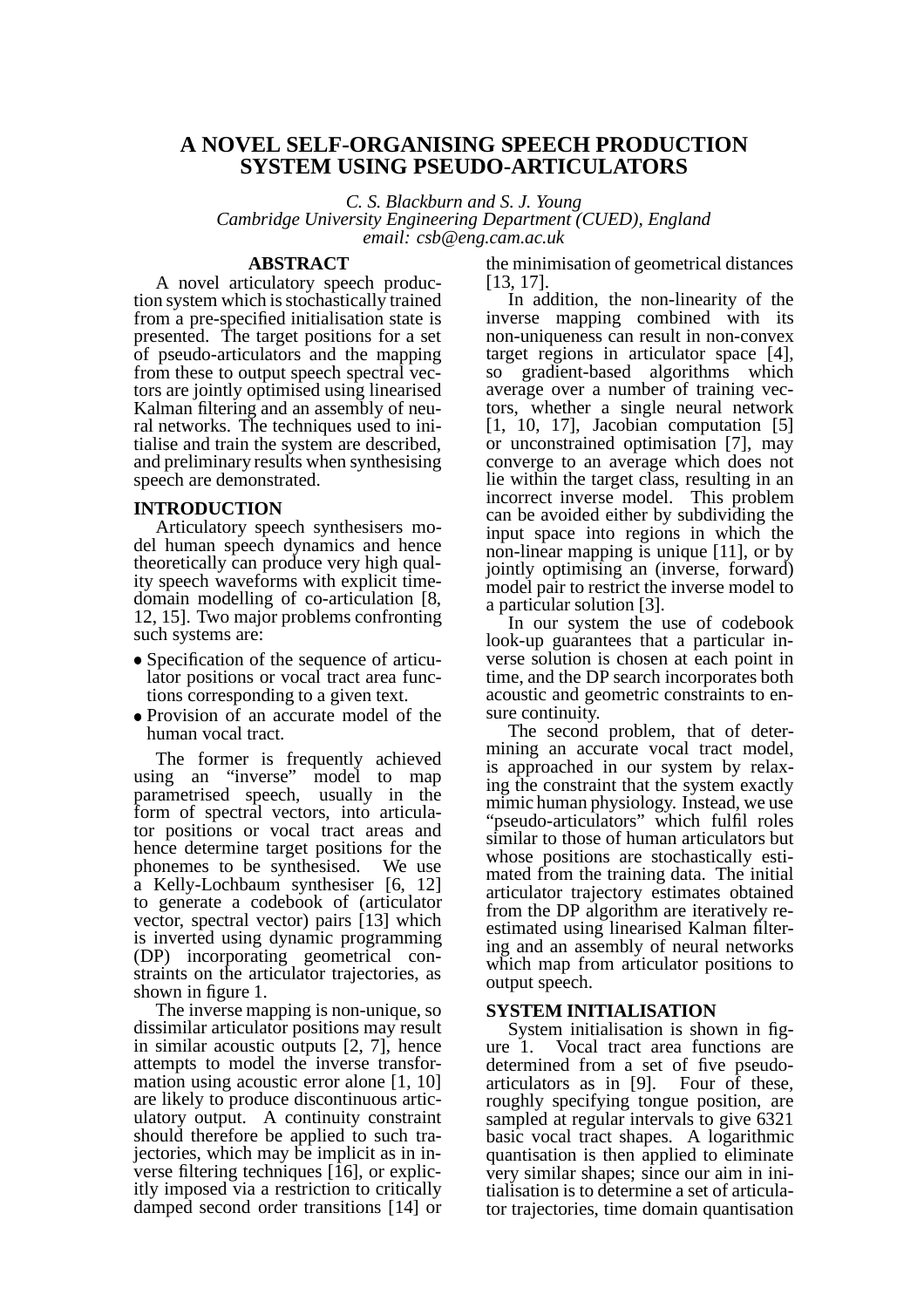# A NOVEL SELF-ORGANISING SPEECH PRODUCTION SYSTEM USING PSEUDO-ARTICULATORS

*C. S. Blackburn and S. J. Young*
*Cambridge University Engineering Department (CUED), England*
*email: csb@eng.cam.ac.uk*

## ABSTRACT

A novel articulatory speech production system which is stochastically trained from a pre-specified initialisation state is presented. The target positions for a set of pseudo-articulators and the mapping from these to output speech spectral vectors are jointly optimised using linearised Kalman filtering and an assembly of neural networks. The techniques used to initialise and train the system are described, and preliminary results when synthesising speech are demonstrated.

## INTRODUCTION

Articulatory speech synthesisers model human speech dynamics and hence theoretically can produce very high quality speech waveforms with explicit time-domain modelling of co-articulation [8, 12, 15]. Two major problems confronting such systems are:

- Specification of the sequence of articulator positions or vocal tract area functions corresponding to a given text.
- Provision of an accurate model of the human vocal tract.

The former is frequently achieved using an "inverse" model to map parametrised speech, usually in the form of spectral vectors, into articulator positions or vocal tract areas and hence determine target positions for the phonemes to be synthesised. We use a Kelly-Lochbaum synthesiser [6, 12] to generate a codebook of (articulator vector, spectral vector) pairs [13] which is inverted using dynamic programming (DP) incorporating geometrical constraints on the articulator trajectories, as shown in figure 1.

The inverse mapping is non-unique, so dissimilar articulator positions may result in similar acoustic outputs [2, 7], hence attempts to model the inverse transformation using acoustic error alone [1, 10] are likely to produce discontinuous articulatory output. A continuity constraint should therefore be applied to such trajectories, which may be implicit as in inverse filtering techniques [16], or explicitly imposed via a restriction to critically damped second order transitions [14] or the minimisation of geometrical distances [13, 17].

In addition, the non-linearity of the inverse mapping combined with its non-uniqueness can result in non-convex target regions in articulator space [4], so gradient-based algorithms which average over a number of training vectors, whether a single neural network [1, 10, 17], Jacobian computation [5] or unconstrained optimisation [7], may converge to an average which does not lie within the target class, resulting in an incorrect inverse model. This problem can be avoided either by subdividing the input space into regions in which the non-linear mapping is unique [11], or by jointly optimising an (inverse, forward) model pair to restrict the inverse model to a particular solution [3].

In our system the use of codebook look-up guarantees that a particular inverse solution is chosen at each point in time, and the DP search incorporates both acoustic and geometric constraints to ensure continuity.

The second problem, that of determining an accurate vocal tract model, is approached in our system by relaxing the constraint that the system exactly mimic human physiology. Instead, we use "pseudo-articulators" which fulfil roles similar to those of human articulators but whose positions are stochastically estimated from the training data. The initial articulator trajectory estimates obtained from the DP algorithm are iteratively reestimated using linearised Kalman filtering and an assembly of neural networks which map from articulator positions to output speech.

## SYSTEM INITIALISATION

System initialisation is shown in figure 1. Vocal tract area functions are determined from a set of five pseudo-articulators as in [9]. Four of these, roughly specifying tongue position, are sampled at regular intervals to give 6321 basic vocal tract shapes. A logarithmic quantisation is then applied to eliminate very similar shapes; since our aim in initialisation is to determine a set of articulator trajectories, time domain quantisation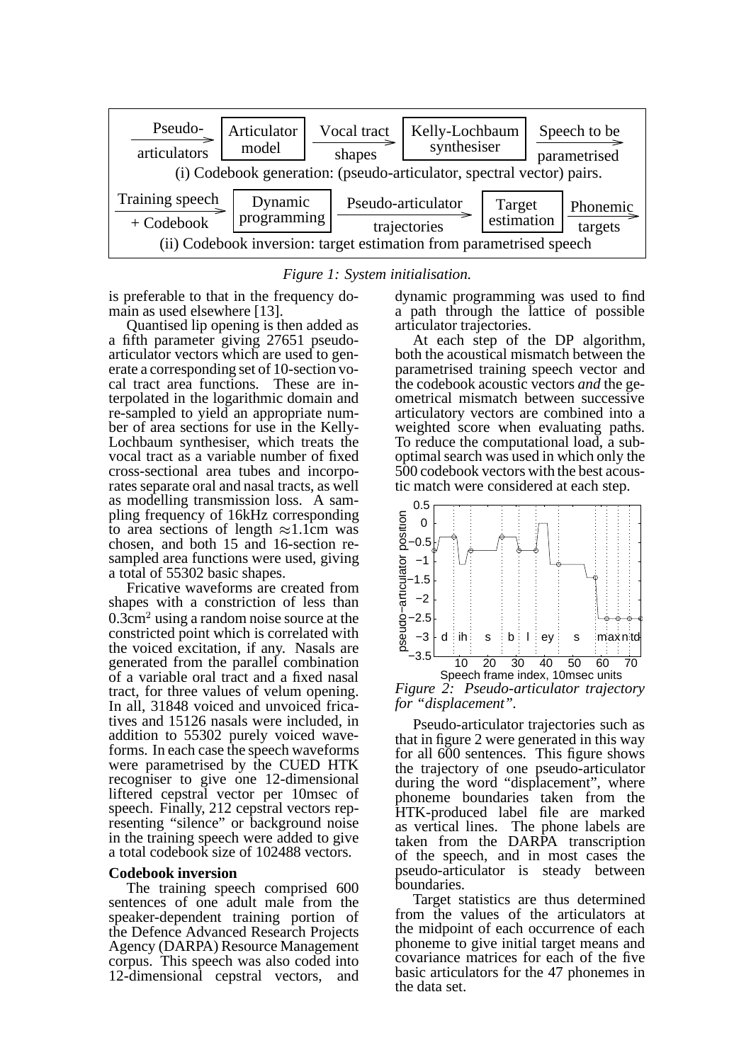*Figure 1: System initialisation.*

is preferable to that in the frequency domain as used elsewhere [13].

Quantised lip opening is then added as a fifth parameter giving 27651 pseudo-articulator vectors which are used to generate a corresponding set of 10-section vocal tract area functions. These are interpolated in the logarithmic domain and re-sampled to yield an appropriate number of area sections for use in the Kelly-Lochbaum synthesiser, which treats the vocal tract as a variable number of fixed cross-sectional area tubes and incorporates separate oral and nasal tracts, as well as modelling transmission loss. A sampling frequency of 16kHz corresponding to area sections of length ≈1.1cm was chosen, and both 15 and 16-section re-sampled area functions were used, giving a total of 55302 basic shapes.

Fricative waveforms are created from shapes with a constriction of less than $0.3\text{cm}^2$ using a random noise source at the constricted point which is correlated with the voiced excitation, if any. Nasals are generated from the parallel combination of a variable oral tract and a fixed nasal tract, for three values of velum opening. In all, 31848 voiced and unvoiced fricatives and 15126 nasals were included, in addition to 55302 purely voiced waveforms. In each case the speech waveforms were parametrised by the CUED HTK recogniser to give one 12-dimensional liftered cepstral vector per 10msec of speech. Finally, 212 cepstral vectors representing "silence" or background noise in the training speech were added to give a total codebook size of 102488 vectors.

**Codebook inversion**

The training speech comprised 600 sentences of one adult male from the speaker-dependent training portion of the Defence Advanced Research Projects Agency (DARPA) Resource Management corpus. This speech was also coded into 12-dimensional cepstral vectors, and dynamic programming was used to find a path through the lattice of possible articulator trajectories.

At each step of the DP algorithm, both the acoustical mismatch between the parametrised training speech vector and the codebook acoustic vectors *and* the geometrical mismatch between successive articulatory vectors are combined into a weighted score when evaluating paths. To reduce the computational load, a sub-optimal search was used in which only the 500 codebook vectors with the best acoustic match were considered at each step.

*Figure 2: Pseudo-articulator trajectory for "displacement".*

Pseudo-articulator trajectories such as that in figure 2 were generated in this way for all 600 sentences. This figure shows the trajectory of one pseudo-articulator during the word "displacement", where phoneme boundaries taken from the HTK-produced label file are marked as vertical lines. The phone labels are taken from the DARPA transcription of the speech, and in most cases the pseudo-articulator is steady between boundaries.

Target statistics are thus determined from the values of the articulators at the midpoint of each occurrence of each phoneme to give initial target means and covariance matrices for each of the five basic articulators for the 47 phonemes in the data set.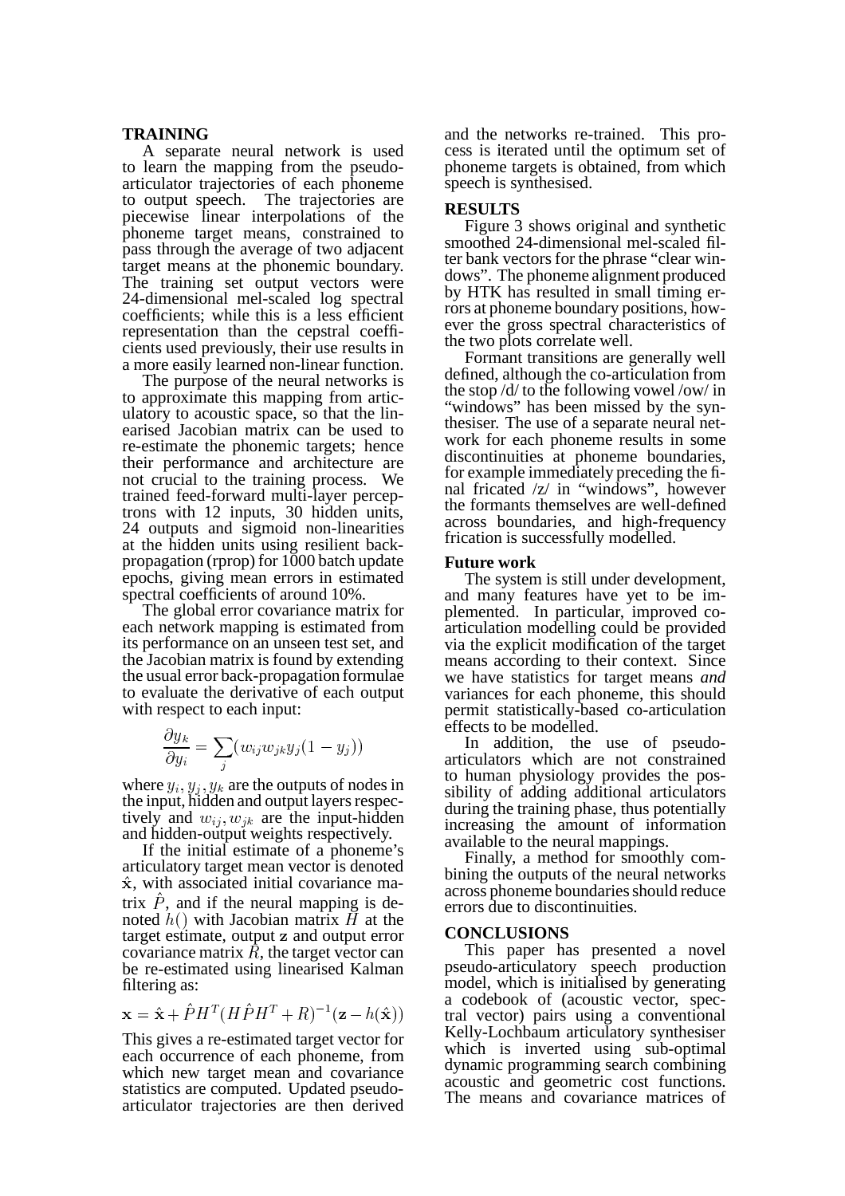## TRAINING

A separate neural network is used to learn the mapping from the pseudo-articulator trajectories of each phoneme to output speech. The trajectories are piecewise linear interpolations of the phoneme target means, constrained to pass through the average of two adjacent target means at the phonemic boundary. The training set output vectors were 24-dimensional mel-scaled log spectral coefficients; while this is a less efficient representation than the cepstral coefficients used previously, their use results in a more easily learned non-linear function.

The purpose of the neural networks is to approximate this mapping from articulatory to acoustic space, so that the linearised Jacobian matrix can be used to re-estimate the phonemic targets; hence their performance and architecture are not crucial to the training process. We trained feed-forward multi-layer perceptrons with 12 inputs, 30 hidden units, 24 outputs and sigmoid non-linearities at the hidden units using resilient back-propagation (rprop) for 1000 batch update epochs, giving mean errors in estimated spectral coefficients of around 10%.

The global error covariance matrix for each network mapping is estimated from its performance on an unseen test set, and the Jacobian matrix is found by extending the usual error back-propagation formulae to evaluate the derivative of each output with respect to each input:

$$\frac{\partial y_k}{\partial y_i} = \sum_j (w_{ij} w_{jk} y_j (1 - y_j))$$

where $y_i, y_j, y_k$ are the outputs of nodes in the input, hidden and output layers respectively and $w_{ij}, w_{jk}$ are the input-hidden and hidden-output weights respectively.

If the initial estimate of a phoneme's articulatory target mean vector is denoted $\hat{\mathbf{x}}$, with associated initial covariance matrix $\hat{P}$, and if the neural mapping is denoted $h()$ with Jacobian matrix $H$ at the target estimate, output $\mathbf{z}$ and output error covariance matrix $R$, the target vector can be re-estimated using linearised Kalman filtering as:

$$\mathbf{x} = \hat{\mathbf{x}} + \hat{P}H^T(H\hat{P}H^T + R)^{-1}(\mathbf{z} - h(\hat{\mathbf{x}}))$$

This gives a re-estimated target vector for each occurrence of each phoneme, from which new target mean and covariance statistics are computed. Updated pseudo-articulator trajectories are then derived and the networks re-trained. This process is iterated until the optimum set of phoneme targets is obtained, from which speech is synthesised.

## RESULTS

Figure 3 shows original and synthetic smoothed 24-dimensional mel-scaled filter bank vectors for the phrase "clear windows". The phoneme alignment produced by HTK has resulted in small timing errors at phoneme boundary positions, however the gross spectral characteristics of the two plots correlate well.

Formant transitions are generally well defined, although the co-articulation from the stop /d/ to the following vowel /ow/ in "windows" has been missed by the synthesiser. The use of a separate neural network for each phoneme results in some discontinuities at phoneme boundaries, for example immediately preceding the final fricated /z/ in "windows", however the formants themselves are well-defined across boundaries, and high-frequency frication is successfully modelled.

### Future work

The system is still under development, and many features have yet to be implemented. In particular, improved co-articulation modelling could be provided via the explicit modification of the target means according to their context. Since we have statistics for target means *and* variances for each phoneme, this should permit statistically-based co-articulation effects to be modelled.

In addition, the use of pseudo-articulators which are not constrained to human physiology provides the possibility of adding additional articulators during the training phase, thus potentially increasing the amount of information available to the neural mappings.

Finally, a method for smoothly combining the outputs of the neural networks across phoneme boundaries should reduce errors due to discontinuities.

## CONCLUSIONS

This paper has presented a novel pseudo-articulatory speech production model, which is initialised by generating a codebook of (acoustic vector, spectral vector) pairs using a conventional Kelly-Lochbaum articulatory synthesiser which is inverted using sub-optimal dynamic programming search combining acoustic and geometric cost functions. The means and covariance matrices of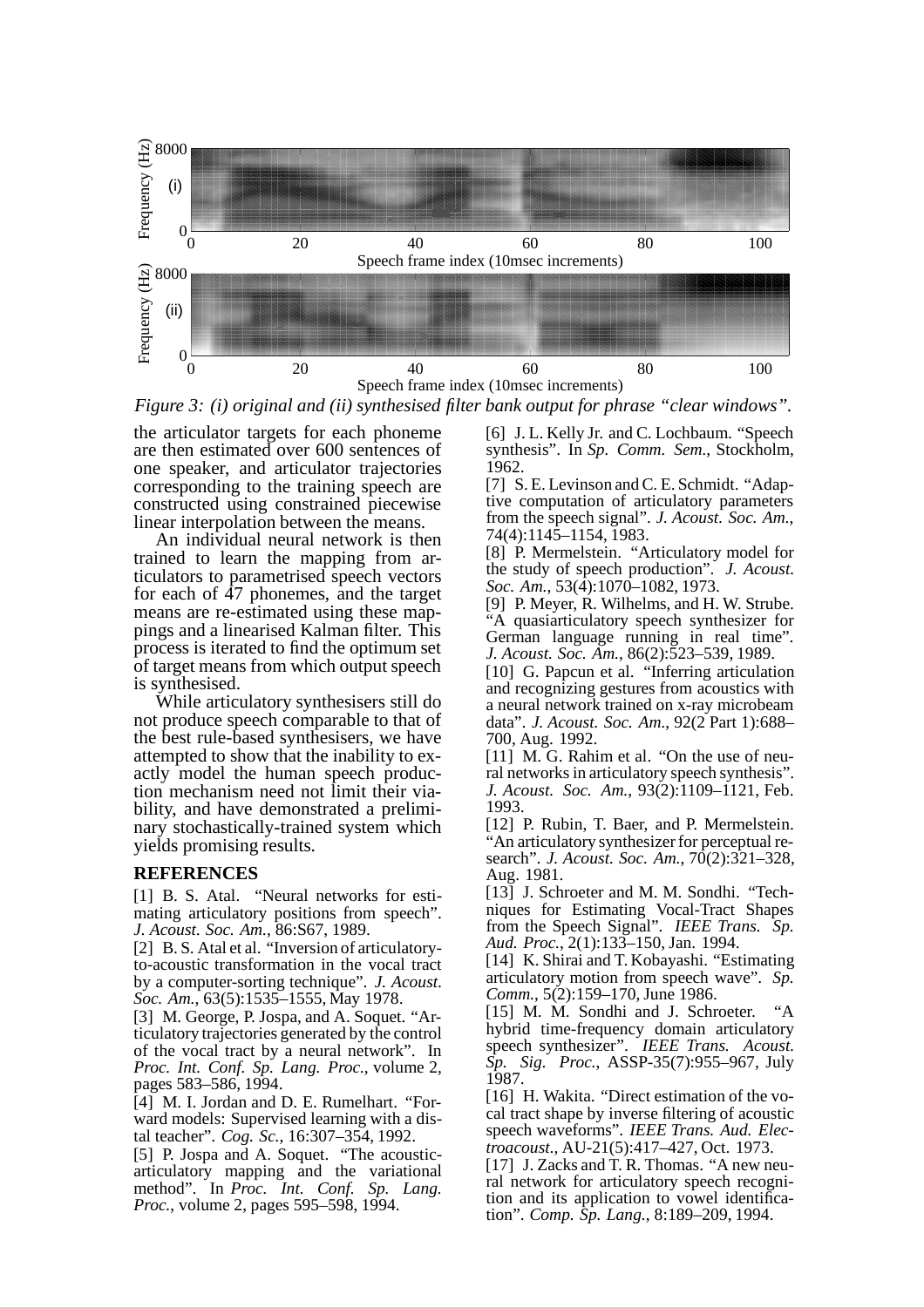Frequency (Hz)
8000
(i)
0
0
20
40
60
80
100
Speech frame index (10msec increments)

Frequency (Hz)
8000
(ii)
0
0
20
40
60
80
100
Speech frame index (10msec increments)

*Figure 3: (i) original and (ii) synthesised filter bank output for phrase "clear windows".*

the articulator targets for each phoneme are then estimated over 600 sentences of one speaker, and articulator trajectories corresponding to the training speech are constructed using constrained piecewise linear interpolation between the means.

An individual neural network is then trained to learn the mapping from articulators to parametrised speech vectors for each of 47 phonemes, and the target means are re-estimated using these mappings and a linearised Kalman filter. This process is iterated to find the optimum set of target means from which output speech is synthesised.

While articulatory synthesisers still do not produce speech comparable to that of the best rule-based synthesisers, we have attempted to show that the inability to exactly model the human speech production mechanism need not limit their viability, and have demonstrated a preliminary stochastically-trained system which yields promising results.

## REFERENCES

[1] B. S. Atal. "Neural networks for estimating articulatory positions from speech". *J. Acoust. Soc. Am.*, 86:S67, 1989.

[2] B. S. Atal et al. "Inversion of articulatory-to-acoustic transformation in the vocal tract by a computer-sorting technique". *J. Acoust. Soc. Am.*, 63(5):1535–1555, May 1978.

[3] M. George, P. Jospa, and A. Soquet. "Articulatory trajectories generated by the control of the vocal tract by a neural network". In *Proc. Int. Conf. Sp. Lang. Proc.*, volume 2, pages 583–586, 1994.

[4] M. I. Jordan and D. E. Rumelhart. "Forward models: Supervised learning with a distal teacher". *Cog. Sc.*, 16:307–354, 1992.

[5] P. Jospa and A. Soquet. "The acoustic-articulatory mapping and the variational method". In *Proc. Int. Conf. Sp. Lang. Proc.*, volume 2, pages 595–598, 1994.

[6] J. L. Kelly Jr. and C. Lochbaum. "Speech synthesis". In *Sp. Comm. Sem.*, Stockholm, 1962.

[7] S. E. Levinson and C. E. Schmidt. "Adaptive computation of articulatory parameters from the speech signal". *J. Acoust. Soc. Am.*, 74(4):1145–1154, 1983.

[8] P. Mermelstein. "Articulatory model for the study of speech production". *J. Acoust. Soc. Am.*, 53(4):1070–1082, 1973.

[9] P. Meyer, R. Wilhelms, and H. W. Strube. "A quasiarticulatory speech synthesizer for German language running in real time". *J. Acoust. Soc. Am.*, 86(2):523–539, 1989.

[10] G. Papcun et al. "Inferring articulation and recognizing gestures from acoustics with a neural network trained on x-ray microbeam data". *J. Acoust. Soc. Am.*, 92(2 Part 1):688–700, Aug. 1992.

[11] M. G. Rahim et al. "On the use of neural networks in articulatory speech synthesis". *J. Acoust. Soc. Am.*, 93(2):1109–1121, Feb. 1993.

[12] P. Rubin, T. Baer, and P. Mermelstein. "An articulatory synthesizer for perceptual research". *J. Acoust. Soc. Am.*, 70(2):321–328, Aug. 1981.

[13] J. Schroeter and M. M. Sondhi. "Techniques for Estimating Vocal-Tract Shapes from the Speech Signal". *IEEE Trans. Sp. Aud. Proc.*, 2(1):133–150, Jan. 1994.

[14] K. Shirai and T. Kobayashi. "Estimating articulatory motion from speech wave". *Sp. Comm.*, 5(2):159–170, June 1986.

[15] M. M. Sondhi and J. Schroeter. "A hybrid time-frequency domain articulatory speech synthesizer". *IEEE Trans. Acoust. Sp. Sig. Proc.*, ASSP-35(7):955–967, July 1987.

[16] H. Wakita. "Direct estimation of the vocal tract shape by inverse filtering of acoustic speech waveforms". *IEEE Trans. Aud. Electroacoust.*, AU-21(5):417–427, Oct. 1973.

[17] J. Zacks and T. R. Thomas. "A new neural network for articulatory speech recognition and its application to vowel identification". *Comp. Sp. Lang.*, 8:189–209, 1994.